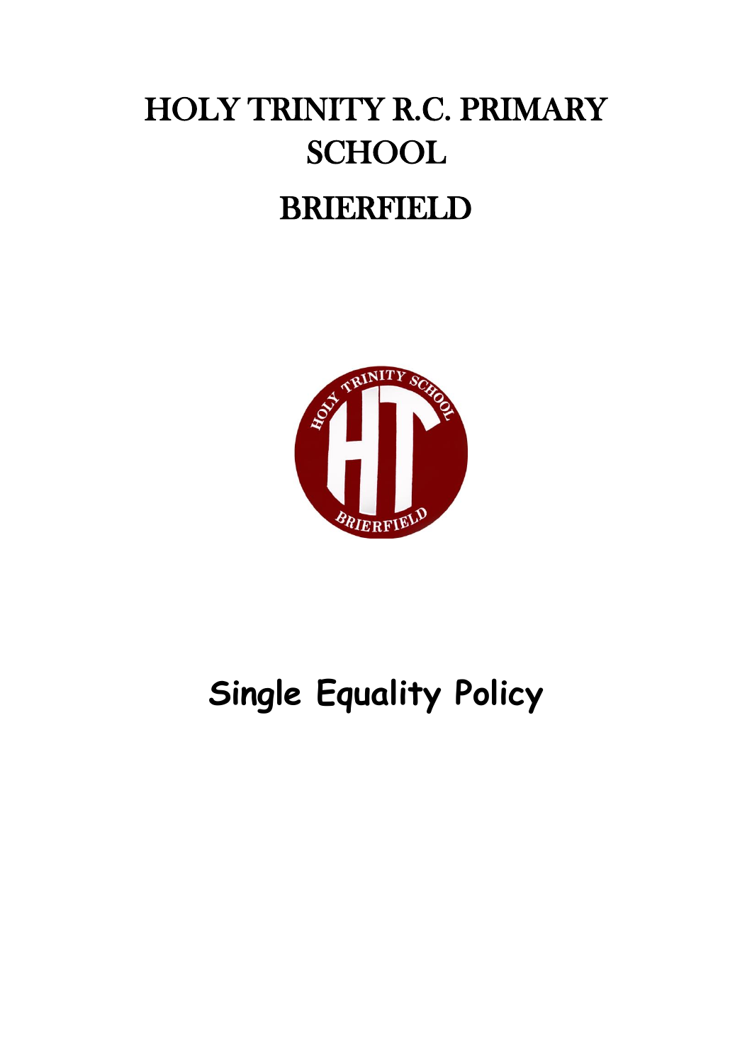# HOLY TRINITY R.C. PRIMARY SCHOOL

# BRIERFIELD

# Single Equality Policy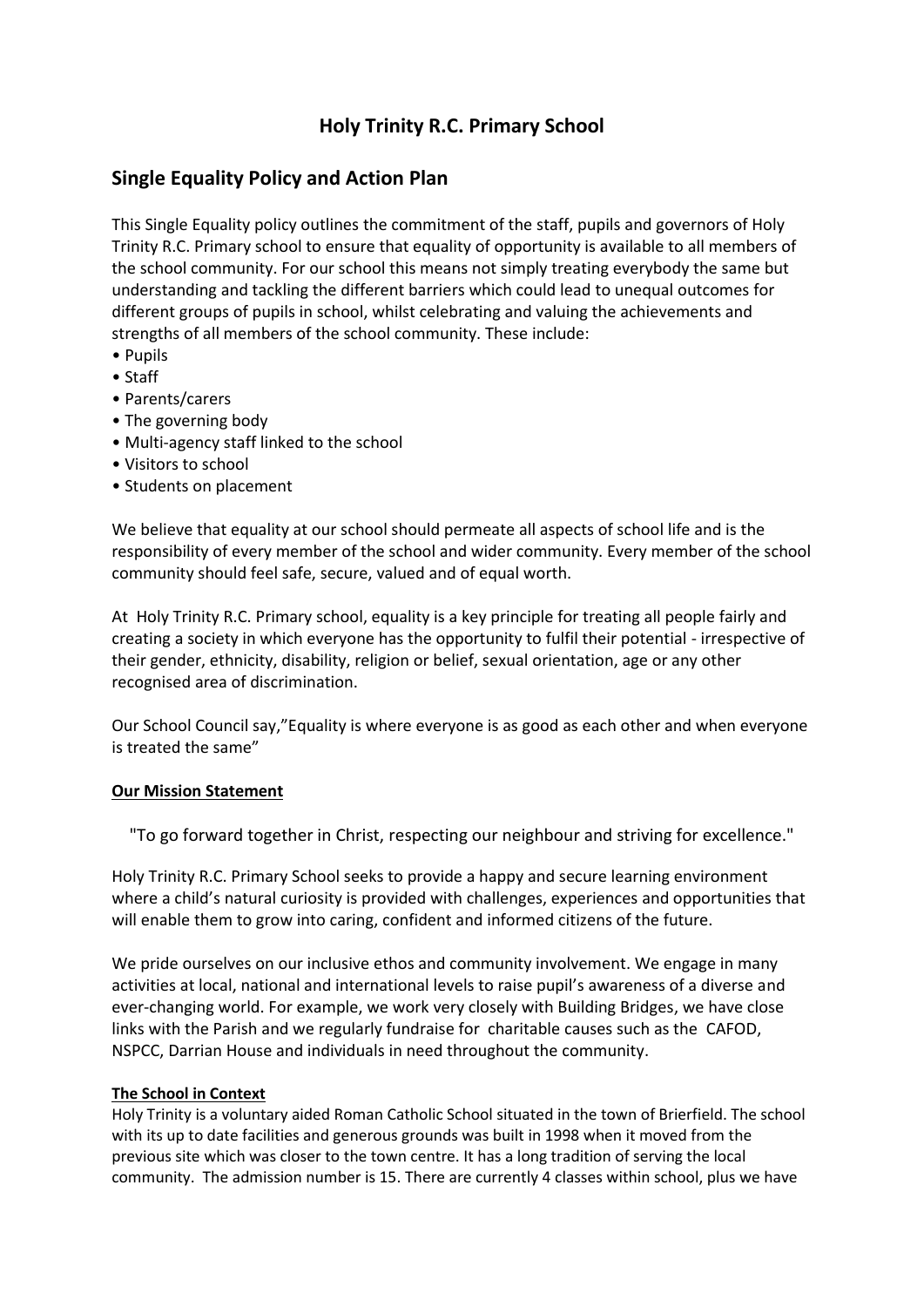# Holy Trinity R.C. Primary School

## Single Equality Policy and Action Plan

This Single Equality policy outlines the commitment of the staff, pupils and governors of Holy Trinity R.C. Primary school to ensure that equality of opportunity is available to all members of the school community. For our school this means not simply treating everybody the same but understanding and tackling the different barriers which could lead to unequal outcomes for different groups of pupils in school, whilst celebrating and valuing the achievements and strengths of all members of the school community. These include:

- Pupils
- Staff
- Parents/carers
- The governing body
- Multi-agency staff linked to the school
- Visitors to school
- Students on placement

We believe that equality at our school should permeate all aspects of school life and is the responsibility of every member of the school and wider community. Every member of the school community should feel safe, secure, valued and of equal worth.

At Holy Trinity R.C. Primary school, equality is a key principle for treating all people fairly and creating a society in which everyone has the opportunity to fulfil their potential - irrespective of their gender, ethnicity, disability, religion or belief, sexual orientation, age or any other recognised area of discrimination.

Our School Council say,"Equality is where everyone is as good as each other and when everyone is treated the same"

**Our Mission Statement**

"To go forward together in Christ, respecting our neighbour and striving for excellence."

Holy Trinity R.C. Primary School seeks to provide a happy and secure learning environment where a child's natural curiosity is provided with challenges, experiences and opportunities that will enable them to grow into caring, confident and informed citizens of the future.

We pride ourselves on our inclusive ethos and community involvement. We engage in many activities at local, national and international levels to raise pupil's awareness of a diverse and ever-changing world. For example, we work very closely with Building Bridges, we have close links with the Parish and we regularly fundraise for charitable causes such as the CAFOD, NSPCC, Darrian House and individuals in need throughout the community.

**The School in Context**

Holy Trinity is a voluntary aided Roman Catholic School situated in the town of Brierfield. The school with its up to date facilities and generous grounds was built in 1998 when it moved from the previous site which was closer to the town centre. It has a long tradition of serving the local community. The admission number is 15. There are currently 4 classes within school, plus we have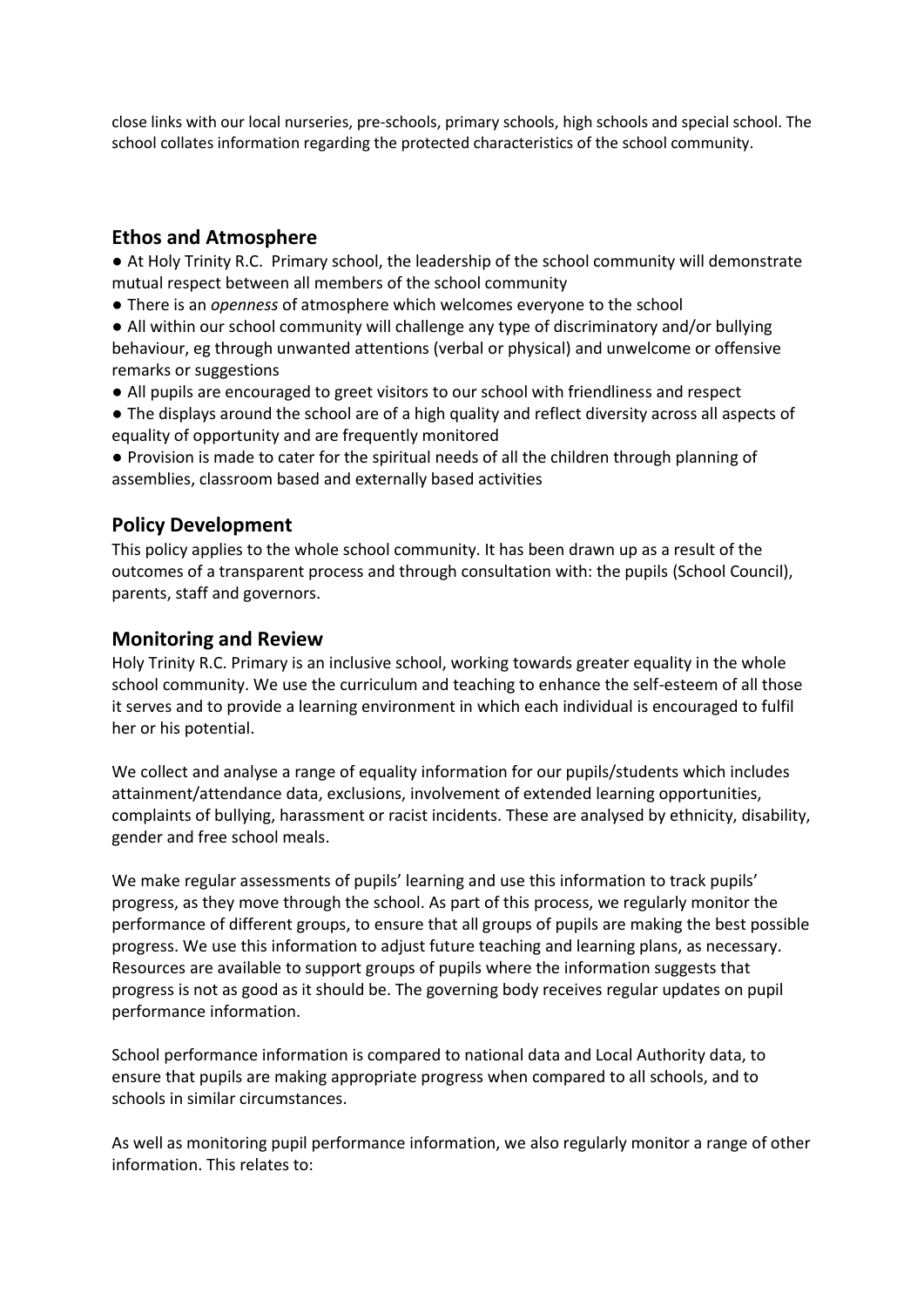close links with our local nurseries, pre-schools, primary schools, high schools and special school. The school collates information regarding the protected characteristics of the school community.

## Ethos and Atmosphere

- At Holy Trinity R.C. Primary school, the leadership of the school community will demonstrate mutual respect between all members of the school community
- There is an *openness* of atmosphere which welcomes everyone to the school
- All within our school community will challenge any type of discriminatory and/or bullying behaviour, eg through unwanted attentions (verbal or physical) and unwelcome or offensive remarks or suggestions
- All pupils are encouraged to greet visitors to our school with friendliness and respect
- The displays around the school are of a high quality and reflect diversity across all aspects of equality of opportunity and are frequently monitored
- Provision is made to cater for the spiritual needs of all the children through planning of assemblies, classroom based and externally based activities

## Policy Development

This policy applies to the whole school community. It has been drawn up as a result of the outcomes of a transparent process and through consultation with: the pupils (School Council), parents, staff and governors.

## Monitoring and Review

Holy Trinity R.C. Primary is an inclusive school, working towards greater equality in the whole school community. We use the curriculum and teaching to enhance the self-esteem of all those it serves and to provide a learning environment in which each individual is encouraged to fulfil her or his potential.

We collect and analyse a range of equality information for our pupils/students which includes attainment/attendance data, exclusions, involvement of extended learning opportunities, complaints of bullying, harassment or racist incidents. These are analysed by ethnicity, disability, gender and free school meals.

We make regular assessments of pupils' learning and use this information to track pupils' progress, as they move through the school. As part of this process, we regularly monitor the performance of different groups, to ensure that all groups of pupils are making the best possible progress. We use this information to adjust future teaching and learning plans, as necessary. Resources are available to support groups of pupils where the information suggests that progress is not as good as it should be. The governing body receives regular updates on pupil performance information.

School performance information is compared to national data and Local Authority data, to ensure that pupils are making appropriate progress when compared to all schools, and to schools in similar circumstances.

As well as monitoring pupil performance information, we also regularly monitor a range of other information. This relates to: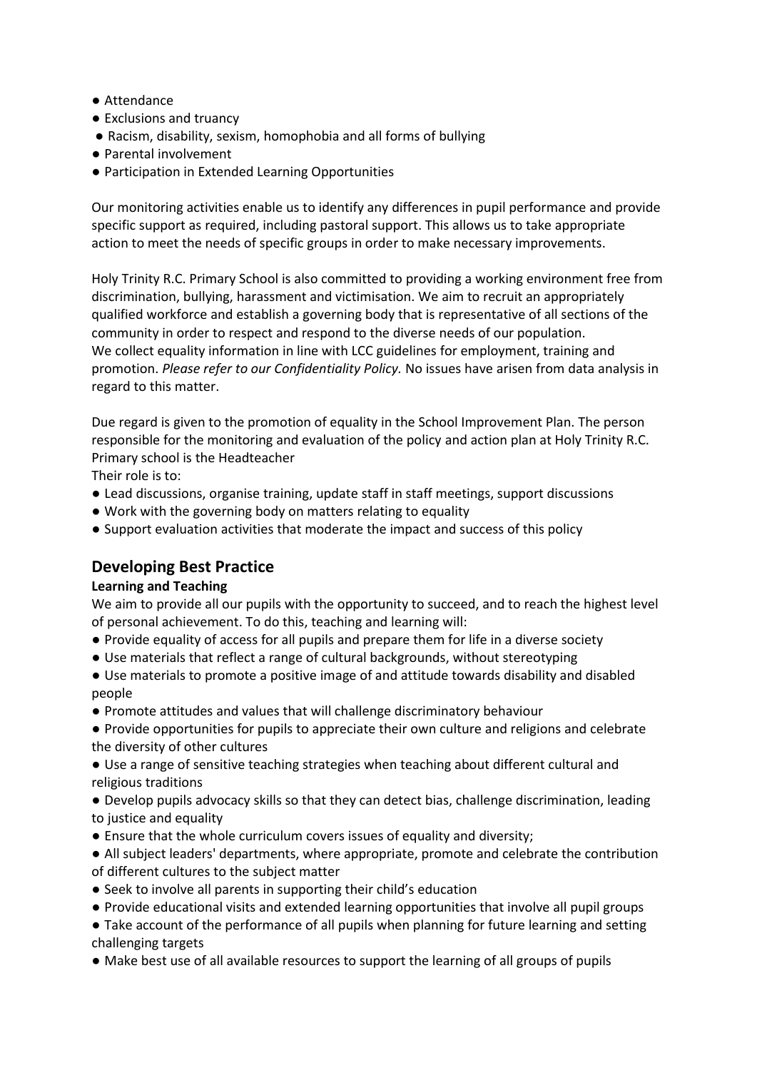- Attendance
- Exclusions and truancy
- Racism, disability, sexism, homophobia and all forms of bullying
- Parental involvement
- Participation in Extended Learning Opportunities

Our monitoring activities enable us to identify any differences in pupil performance and provide specific support as required, including pastoral support. This allows us to take appropriate action to meet the needs of specific groups in order to make necessary improvements.

Holy Trinity R.C. Primary School is also committed to providing a working environment free from discrimination, bullying, harassment and victimisation. We aim to recruit an appropriately qualified workforce and establish a governing body that is representative of all sections of the community in order to respect and respond to the diverse needs of our population.
We collect equality information in line with LCC guidelines for employment, training and promotion. *Please refer to our Confidentiality Policy.* No issues have arisen from data analysis in regard to this matter.

Due regard is given to the promotion of equality in the School Improvement Plan. The person responsible for the monitoring and evaluation of the policy and action plan at Holy Trinity R.C. Primary school is the Headteacher
Their role is to:

- Lead discussions, organise training, update staff in staff meetings, support discussions
- Work with the governing body on matters relating to equality
- Support evaluation activities that moderate the impact and success of this policy

## Developing Best Practice

**Learning and Teaching**

We aim to provide all our pupils with the opportunity to succeed, and to reach the highest level of personal achievement. To do this, teaching and learning will:

- Provide equality of access for all pupils and prepare them for life in a diverse society
- Use materials that reflect a range of cultural backgrounds, without stereotyping
- Use materials to promote a positive image of and attitude towards disability and disabled people
- Promote attitudes and values that will challenge discriminatory behaviour
- Provide opportunities for pupils to appreciate their own culture and religions and celebrate the diversity of other cultures
- Use a range of sensitive teaching strategies when teaching about different cultural and religious traditions
- Develop pupils advocacy skills so that they can detect bias, challenge discrimination, leading to justice and equality
- Ensure that the whole curriculum covers issues of equality and diversity;
- All subject leaders' departments, where appropriate, promote and celebrate the contribution of different cultures to the subject matter
- Seek to involve all parents in supporting their child's education
- Provide educational visits and extended learning opportunities that involve all pupil groups
- Take account of the performance of all pupils when planning for future learning and setting challenging targets
- Make best use of all available resources to support the learning of all groups of pupils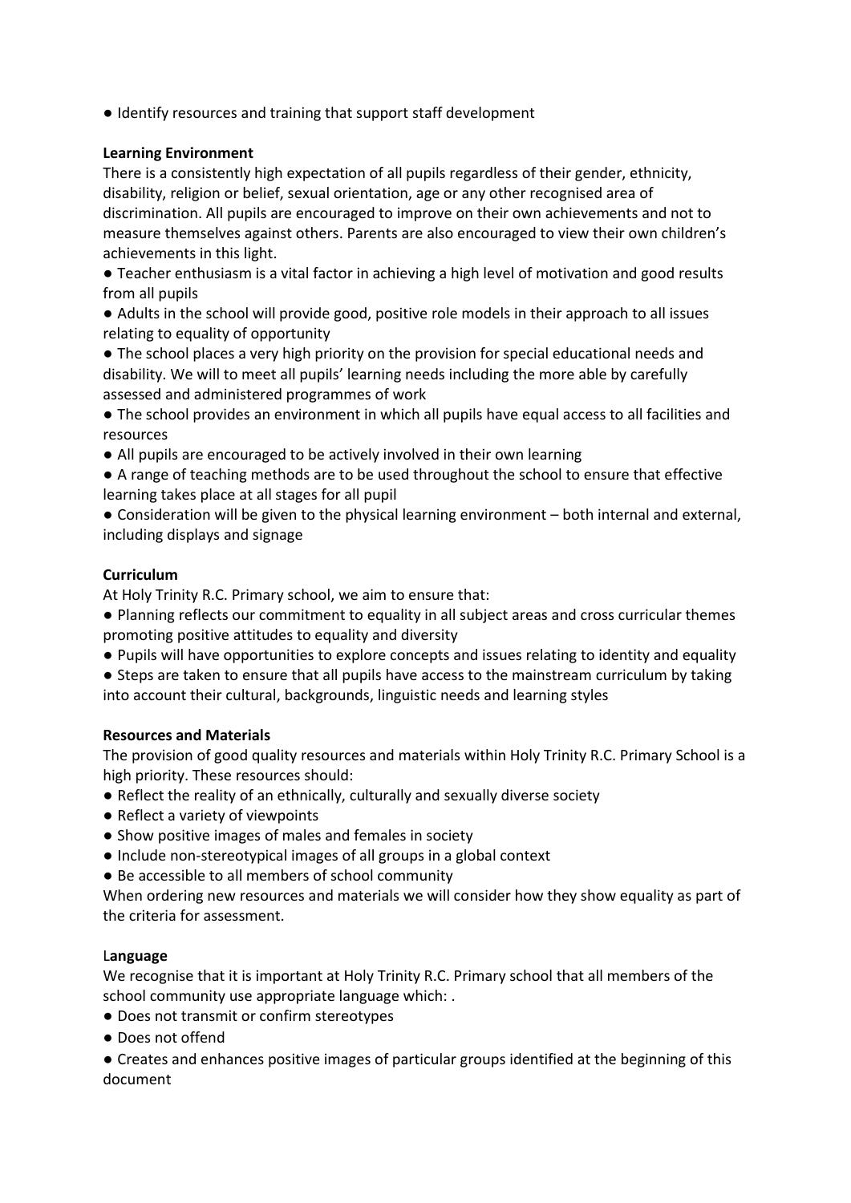- Identify resources and training that support staff development

**Learning Environment**

There is a consistently high expectation of all pupils regardless of their gender, ethnicity, disability, religion or belief, sexual orientation, age or any other recognised area of discrimination. All pupils are encouraged to improve on their own achievements and not to measure themselves against others. Parents are also encouraged to view their own children's achievements in this light.

- Teacher enthusiasm is a vital factor in achieving a high level of motivation and good results from all pupils
- Adults in the school will provide good, positive role models in their approach to all issues relating to equality of opportunity
- The school places a very high priority on the provision for special educational needs and disability. We will to meet all pupils' learning needs including the more able by carefully assessed and administered programmes of work
- The school provides an environment in which all pupils have equal access to all facilities and resources
- All pupils are encouraged to be actively involved in their own learning
- A range of teaching methods are to be used throughout the school to ensure that effective learning takes place at all stages for all pupil
- Consideration will be given to the physical learning environment – both internal and external, including displays and signage

**Curriculum**

At Holy Trinity R.C. Primary school, we aim to ensure that:

- Planning reflects our commitment to equality in all subject areas and cross curricular themes promoting positive attitudes to equality and diversity
- Pupils will have opportunities to explore concepts and issues relating to identity and equality
- Steps are taken to ensure that all pupils have access to the mainstream curriculum by taking into account their cultural, backgrounds, linguistic needs and learning styles

**Resources and Materials**

The provision of good quality resources and materials within Holy Trinity R.C. Primary School is a high priority. These resources should:

- Reflect the reality of an ethnically, culturally and sexually diverse society
- Reflect a variety of viewpoints
- Show positive images of males and females in society
- Include non-stereotypical images of all groups in a global context
- Be accessible to all members of school community

When ordering new resources and materials we will consider how they show equality as part of the criteria for assessment.

**Language**

We recognise that it is important at Holy Trinity R.C. Primary school that all members of the school community use appropriate language which: .

- Does not transmit or confirm stereotypes
- Does not offend
- Creates and enhances positive images of particular groups identified at the beginning of this document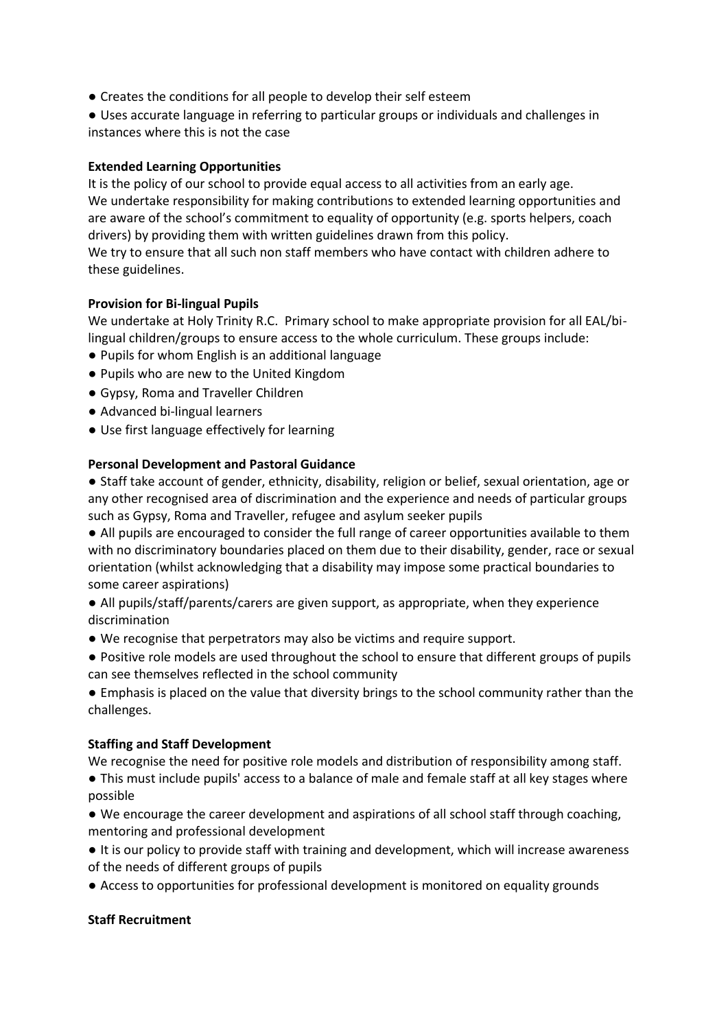- Creates the conditions for all people to develop their self esteem
- Uses accurate language in referring to particular groups or individuals and challenges in instances where this is not the case

**Extended Learning Opportunities**

It is the policy of our school to provide equal access to all activities from an early age.
We undertake responsibility for making contributions to extended learning opportunities and are aware of the school's commitment to equality of opportunity (e.g. sports helpers, coach drivers) by providing them with written guidelines drawn from this policy.
We try to ensure that all such non staff members who have contact with children adhere to these guidelines.

**Provision for Bi-lingual Pupils**

We undertake at Holy Trinity R.C. Primary school to make appropriate provision for all EAL/bi-lingual children/groups to ensure access to the whole curriculum. These groups include:

- Pupils for whom English is an additional language
- Pupils who are new to the United Kingdom
- Gypsy, Roma and Traveller Children
- Advanced bi-lingual learners
- Use first language effectively for learning

**Personal Development and Pastoral Guidance**

- Staff take account of gender, ethnicity, disability, religion or belief, sexual orientation, age or any other recognised area of discrimination and the experience and needs of particular groups such as Gypsy, Roma and Traveller, refugee and asylum seeker pupils
- All pupils are encouraged to consider the full range of career opportunities available to them with no discriminatory boundaries placed on them due to their disability, gender, race or sexual orientation (whilst acknowledging that a disability may impose some practical boundaries to some career aspirations)
- All pupils/staff/parents/carers are given support, as appropriate, when they experience discrimination
- We recognise that perpetrators may also be victims and require support.
- Positive role models are used throughout the school to ensure that different groups of pupils can see themselves reflected in the school community
- Emphasis is placed on the value that diversity brings to the school community rather than the challenges.

**Staffing and Staff Development**

We recognise the need for positive role models and distribution of responsibility among staff.

- This must include pupils' access to a balance of male and female staff at all key stages where possible
- We encourage the career development and aspirations of all school staff through coaching, mentoring and professional development
- It is our policy to provide staff with training and development, which will increase awareness of the needs of different groups of pupils
- Access to opportunities for professional development is monitored on equality grounds

**Staff Recruitment**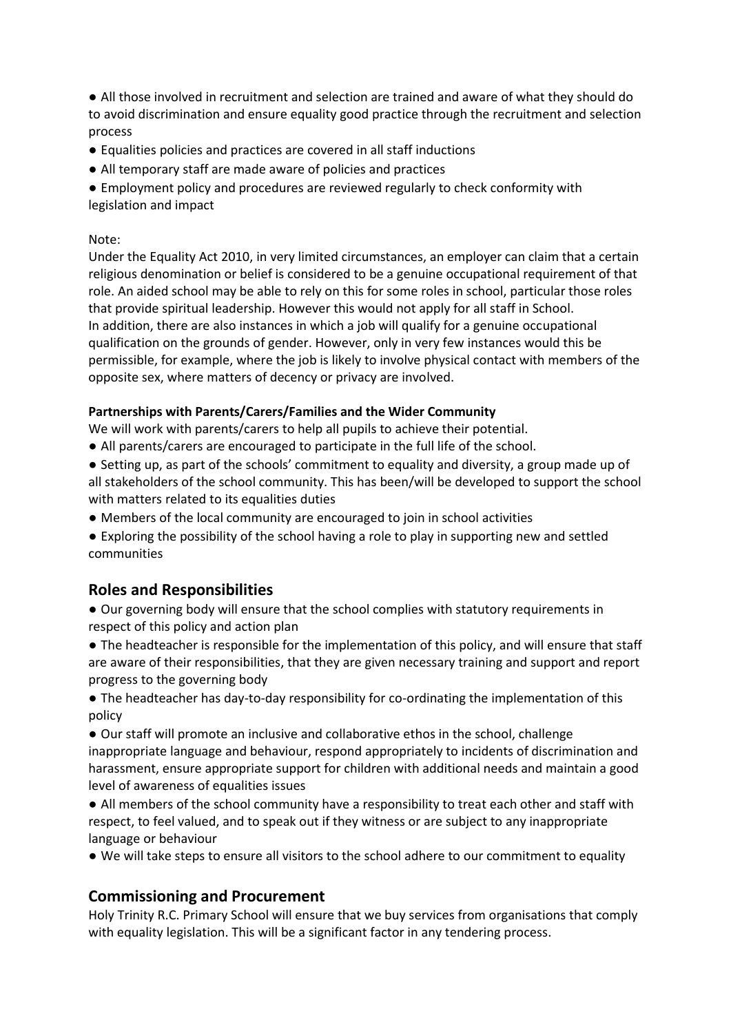- All those involved in recruitment and selection are trained and aware of what they should do to avoid discrimination and ensure equality good practice through the recruitment and selection process
- Equalities policies and practices are covered in all staff inductions
- All temporary staff are made aware of policies and practices
- Employment policy and procedures are reviewed regularly to check conformity with legislation and impact

Note:
Under the Equality Act 2010, in very limited circumstances, an employer can claim that a certain religious denomination or belief is considered to be a genuine occupational requirement of that role. An aided school may be able to rely on this for some roles in school, particular those roles that provide spiritual leadership. However this would not apply for all staff in School.
In addition, there are also instances in which a job will qualify for a genuine occupational qualification on the grounds of gender. However, only in very few instances would this be permissible, for example, where the job is likely to involve physical contact with members of the opposite sex, where matters of decency or privacy are involved.

**Partnerships with Parents/Carers/Families and the Wider Community**

We will work with parents/carers to help all pupils to achieve their potential.

- All parents/carers are encouraged to participate in the full life of the school.
- Setting up, as part of the schools' commitment to equality and diversity, a group made up of all stakeholders of the school community. This has been/will be developed to support the school with matters related to its equalities duties
- Members of the local community are encouraged to join in school activities
- Exploring the possibility of the school having a role to play in supporting new and settled communities

## Roles and Responsibilities

- Our governing body will ensure that the school complies with statutory requirements in respect of this policy and action plan
- The headteacher is responsible for the implementation of this policy, and will ensure that staff are aware of their responsibilities, that they are given necessary training and support and report progress to the governing body
- The headteacher has day-to-day responsibility for co-ordinating the implementation of this policy
- Our staff will promote an inclusive and collaborative ethos in the school, challenge inappropriate language and behaviour, respond appropriately to incidents of discrimination and harassment, ensure appropriate support for children with additional needs and maintain a good level of awareness of equalities issues
- All members of the school community have a responsibility to treat each other and staff with respect, to feel valued, and to speak out if they witness or are subject to any inappropriate language or behaviour
- We will take steps to ensure all visitors to the school adhere to our commitment to equality

## Commissioning and Procurement

Holy Trinity R.C. Primary School will ensure that we buy services from organisations that comply with equality legislation. This will be a significant factor in any tendering process.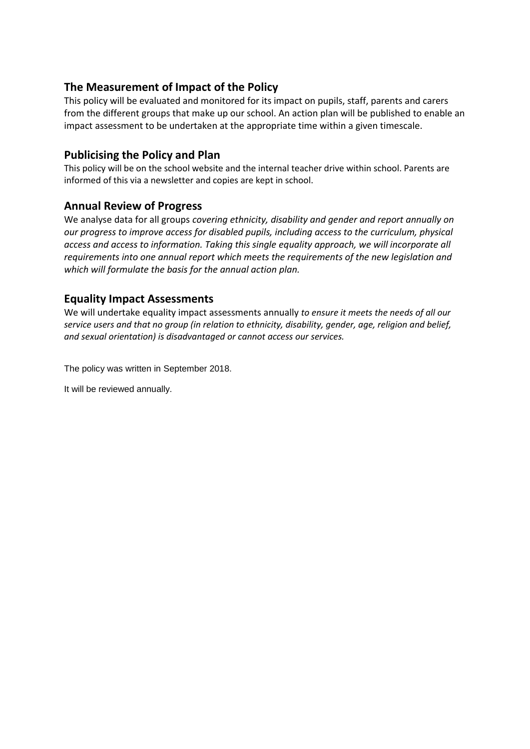## The Measurement of Impact of the Policy

This policy will be evaluated and monitored for its impact on pupils, staff, parents and carers from the different groups that make up our school. An action plan will be published to enable an impact assessment to be undertaken at the appropriate time within a given timescale.

## Publicising the Policy and Plan

This policy will be on the school website and the internal teacher drive within school. Parents are informed of this via a newsletter and copies are kept in school.

## Annual Review of Progress

We analyse data for all groups *covering ethnicity, disability and gender and report annually on our progress to improve access for disabled pupils, including access to the curriculum, physical access and access to information. Taking this single equality approach, we will incorporate all requirements into one annual report which meets the requirements of the new legislation and which will formulate the basis for the annual action plan.*

## Equality Impact Assessments

We will undertake equality impact assessments annually *to ensure it meets the needs of all our service users and that no group (in relation to ethnicity, disability, gender, age, religion and belief, and sexual orientation) is disadvantaged or cannot access our services.*

The policy was written in September 2018.

It will be reviewed annually.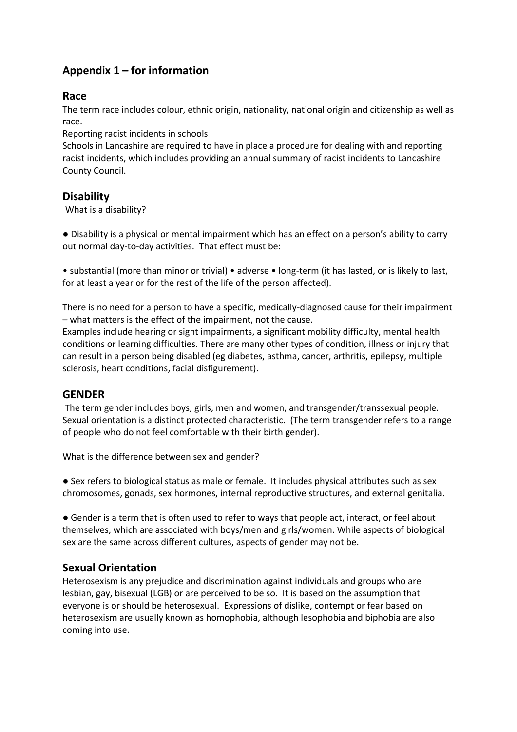## Appendix 1 – for information

### Race

The term race includes colour, ethnic origin, nationality, national origin and citizenship as well as race.

Reporting racist incidents in schools

Schools in Lancashire are required to have in place a procedure for dealing with and reporting racist incidents, which includes providing an annual summary of racist incidents to Lancashire County Council.

### Disability

What is a disability?

● Disability is a physical or mental impairment which has an effect on a person's ability to carry out normal day-to-day activities. That effect must be:

• substantial (more than minor or trivial) • adverse • long-term (it has lasted, or is likely to last, for at least a year or for the rest of the life of the person affected).

There is no need for a person to have a specific, medically-diagnosed cause for their impairment – what matters is the effect of the impairment, not the cause.

Examples include hearing or sight impairments, a significant mobility difficulty, mental health conditions or learning difficulties. There are many other types of condition, illness or injury that can result in a person being disabled (eg diabetes, asthma, cancer, arthritis, epilepsy, multiple sclerosis, heart conditions, facial disfigurement).

### GENDER

The term gender includes boys, girls, men and women, and transgender/transsexual people. Sexual orientation is a distinct protected characteristic. (The term transgender refers to a range of people who do not feel comfortable with their birth gender).

What is the difference between sex and gender?

● Sex refers to biological status as male or female. It includes physical attributes such as sex chromosomes, gonads, sex hormones, internal reproductive structures, and external genitalia.

● Gender is a term that is often used to refer to ways that people act, interact, or feel about themselves, which are associated with boys/men and girls/women. While aspects of biological sex are the same across different cultures, aspects of gender may not be.

### Sexual Orientation

Heterosexism is any prejudice and discrimination against individuals and groups who are lesbian, gay, bisexual (LGB) or are perceived to be so. It is based on the assumption that everyone is or should be heterosexual. Expressions of dislike, contempt or fear based on heterosexism are usually known as homophobia, although lesophobia and biphobia are also coming into use.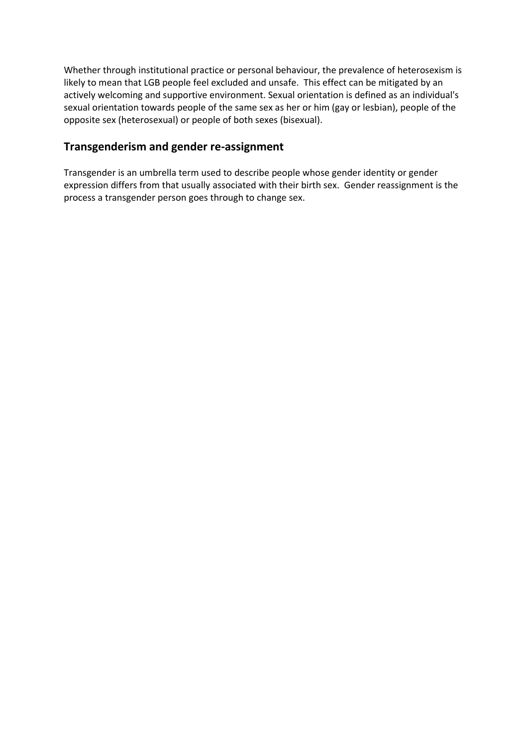Whether through institutional practice or personal behaviour, the prevalence of heterosexism is likely to mean that LGB people feel excluded and unsafe. This effect can be mitigated by an actively welcoming and supportive environment. Sexual orientation is defined as an individual's sexual orientation towards people of the same sex as her or him (gay or lesbian), people of the opposite sex (heterosexual) or people of both sexes (bisexual).

## Transgenderism and gender re-assignment

Transgender is an umbrella term used to describe people whose gender identity or gender expression differs from that usually associated with their birth sex. Gender reassignment is the process a transgender person goes through to change sex.